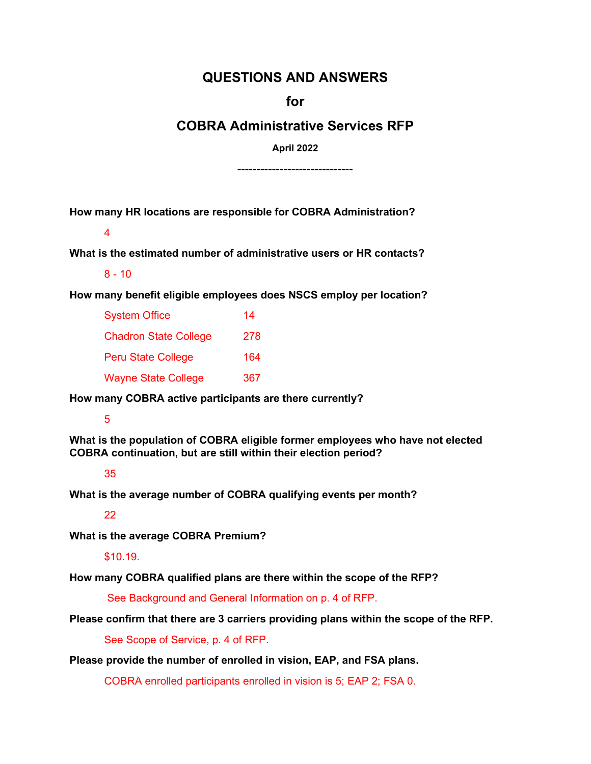# QUESTIONS AND ANSWERS

# for

# COBRA Administrative Services RFP

**April 2022**

------------------------------

**How many HR locations are responsible for COBRA Administration?**

4

**What is the estimated number of administrative users or HR contacts?**

8 - 10

**How many benefit eligible employees does NSCS employ per location?**

| | |
|---|---|
| System Office | 14 |
| Chadron State College | 278 |
| Peru State College | 164 |
| Wayne State College | 367 |

**How many COBRA active participants are there currently?**

5

**What is the population of COBRA eligible former employees who have not elected COBRA continuation, but are still within their election period?**

35

**What is the average number of COBRA qualifying events per month?**

22

**What is the average COBRA Premium?**

$10.19.

**How many COBRA qualified plans are there within the scope of the RFP?**

See Background and General Information on p. 4 of RFP.

**Please confirm that there are 3 carriers providing plans within the scope of the RFP.**

See Scope of Service, p. 4 of RFP.

**Please provide the number of enrolled in vision, EAP, and FSA plans.**

COBRA enrolled participants enrolled in vision is 5; EAP 2; FSA 0.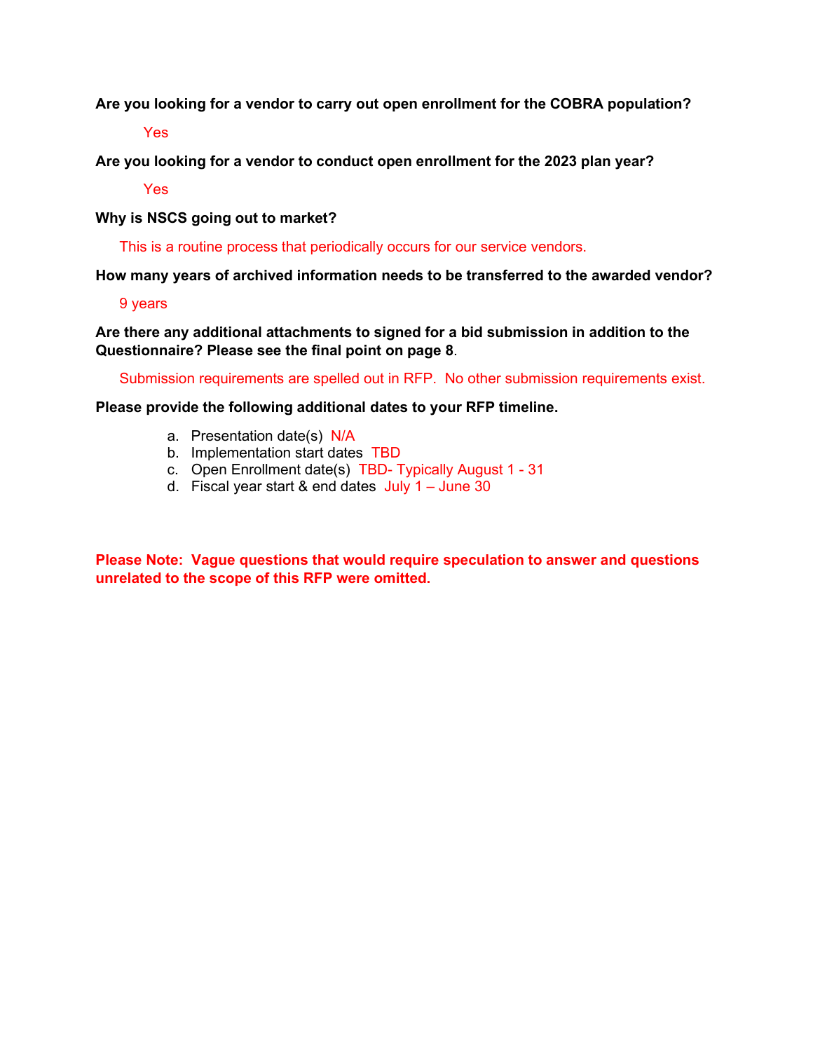**Are you looking for a vendor to carry out open enrollment for the COBRA population?**

Yes

**Are you looking for a vendor to conduct open enrollment for the 2023 plan year?**

Yes

**Why is NSCS going out to market?**

This is a routine process that periodically occurs for our service vendors.

**How many years of archived information needs to be transferred to the awarded vendor?**

9 years

**Are there any additional attachments to signed for a bid submission in addition to the Questionnaire? Please see the final point on page 8**.

Submission requirements are spelled out in RFP. No other submission requirements exist.

**Please provide the following additional dates to your RFP timeline.**

a. Presentation date(s) N/A
b. Implementation start dates TBD
c. Open Enrollment date(s) TBD- Typically August 1 - 31
d. Fiscal year start & end dates July 1 – June 30

**Please Note: Vague questions that would require speculation to answer and questions unrelated to the scope of this RFP were omitted.**